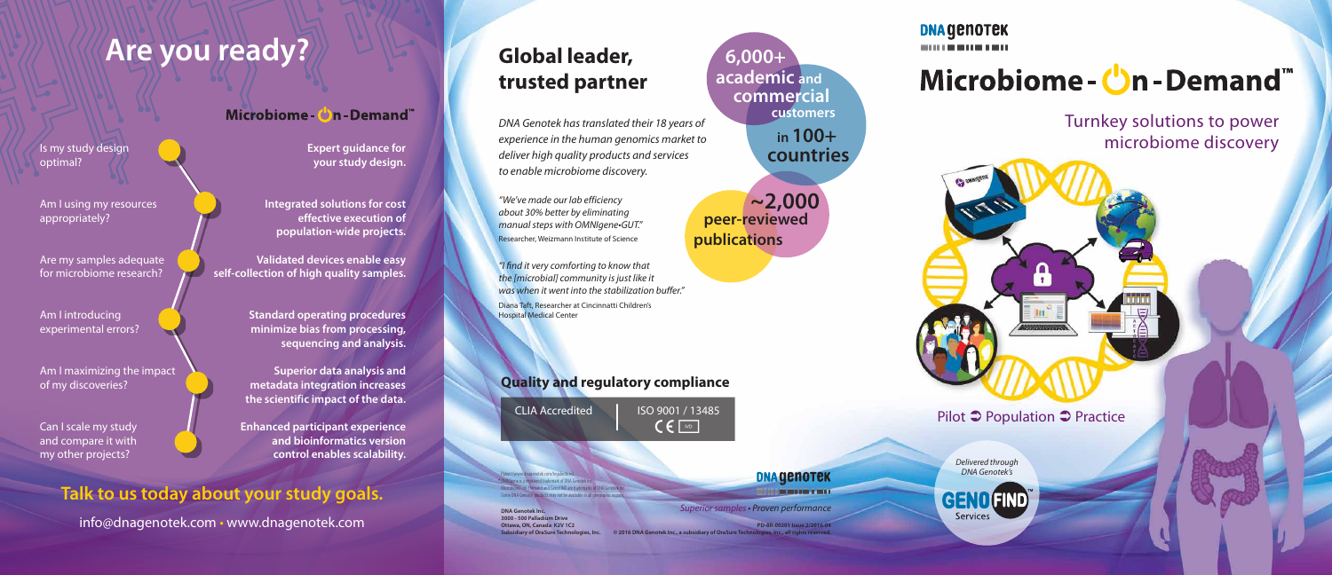# Are you ready?

**Microbiome-On-Demand™**

| | |
|---|---|
| Is my study design optimal? | **Expert guidance for your study design.** |
| Am I using my resources appropriately? | **Integrated solutions for cost effective execution of population-wide projects.** |
| Are my samples adequate for microbiome research? | **Validated devices enable easy self-collection of high quality samples.** |
| Am I introducing experimental errors? | **Standard operating procedures minimize bias from processing, sequencing and analysis.** |
| Am I maximizing the impact of my discoveries? | **Superior data analysis and metadata integration increases the scientific impact of the data.** |
| Can I scale my study and compare it with my other projects? | **Enhanced participant experience and bioinformatics version control enables scalability.** |

## Talk to us today about your study goals.

info@dnagenotek.com • www.dnagenotek.com

## Global leader, trusted partner

*DNA Genotek has translated their 18 years of experience in the human genomics market to deliver high quality products and services to enable microbiome discovery.*

**6,000+ academic and commercial customers**

**in 100+ countries**

**~2,000 peer-reviewed publications**

*"We've made our lab efficiency about 30% better by eliminating manual steps with OMNIgene•GUT."*
Researcher, Weizmann Institute of Science

*"I find it very comforting to know that the [microbial] community is just like it was when it went into the stabilization buffer."*
Diana Taft, Researcher at Cincinnati Children's Hospital Medical Center

## Quality and regulatory compliance

CLIA Accredited | ISO 9001 / 13485 CE IVD

DNA Genotek

*Superior samples • Proven performance*

DNA Genotek Inc.
3000 - 500 Palladium Drive
Ottawa, ON, Canada K2V 1C2
Subsidiary of OraSure Technologies, Inc.

PD-BR-00201 Issue 2/2016-04
© 2016 DNA Genotek Inc., a subsidiary of OraSure Technologies, Inc., all rights reserved.

DNA Genotek

# Microbiome-On-Demand™

## Turnkey solutions to power microbiome discovery

Pilot ➲ Population ➲ Practice

*Delivered through DNA Genotek's*

GENOFIND™ Services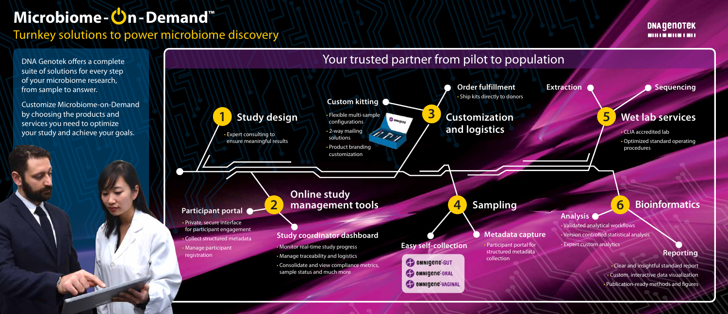# Microbiome-On-Demand™

## Turnkey solutions to power microbiome discovery

DNA Genotek

DNA Genotek offers a complete suite of solutions for every step of your microbiome research, from sample to answer.

Customize Microbiome-on-Demand by choosing the products and services you need to optimize your study and achieve your goals.

## Your trusted partner from pilot to population

### 1 Study design

- Expert consulting to ensure meaningful results

### 2 Online study management tools

**Participant portal**

- Private, secure interface for participant engagement
- Collect structured metadata
- Manage participant registration

**Study coordinator dashboard**

- Monitor real-time study progress
- Manage traceability and logistics
- Consolidate and view compliance metrics, sample status and much more

### 3 Customization and logistics

**Custom kitting**

- Flexible multi-sample configurations
- 2-way mailing solutions
- Product branding customization

**Order fulfillment**

- Ship kits directly to donors

### 4 Sampling

**Easy self-collection**

- OMNIgene·GUT
- OMNIgene·ORAL
- OMNIgene·VAGINAL

**Metadata capture**

- Participant portal for structured metadata collection

### 5 Wet lab services

**Extraction**

**Sequencing**

- CLIA accredited lab
- Optimized standard operating procedures

### 6 Bioinformatics

**Analysis**

- Validated analytical workflows
- Version controlled statistical analysis
- Expert custom analytics

**Reporting**

- Clear and insightful standard report
- Custom, interactive data visualization
- Publication-ready methods and figures